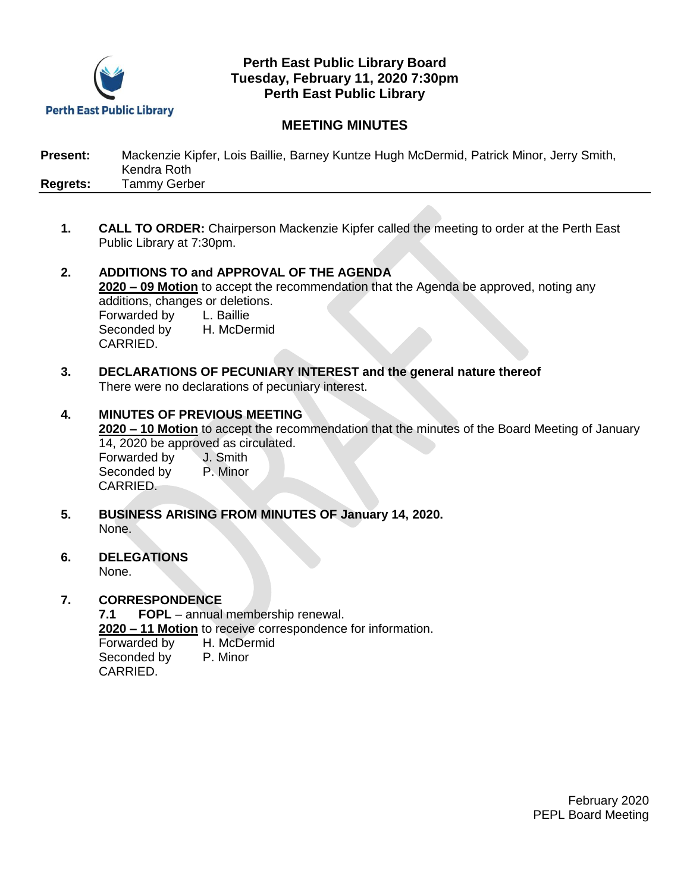**Perth East Public Library Board**
**Tuesday, February 11, 2020 7:30pm**
**Perth East Public Library**

## MEETING MINUTES

**Present:** Mackenzie Kipfer, Lois Baillie, Barney Kuntze Hugh McDermid, Patrick Minor, Jerry Smith, Kendra Roth
**Regrets:** Tammy Gerber

---

1. **CALL TO ORDER:** Chairperson Mackenzie Kipfer called the meeting to order at the Perth East Public Library at 7:30pm.

2. **ADDITIONS TO and APPROVAL OF THE AGENDA**
   **2020 – 09 Motion** to accept the recommendation that the Agenda be approved, noting any additions, changes or deletions.
   Forwarded by L. Baillie
   Seconded by H. McDermid
   CARRIED.

3. **DECLARATIONS OF PECUNIARY INTEREST and the general nature thereof**
   There were no declarations of pecuniary interest.

4. **MINUTES OF PREVIOUS MEETING**
   **2020 – 10 Motion** to accept the recommendation that the minutes of the Board Meeting of January 14, 2020 be approved as circulated.
   Forwarded by J. Smith
   Seconded by P. Minor
   CARRIED.

5. **BUSINESS ARISING FROM MINUTES OF January 14, 2020.**
   None.

6. **DELEGATIONS**
   None.

7. **CORRESPONDENCE**
   7.1 **FOPL** – annual membership renewal.
   **2020 – 11 Motion** to receive correspondence for information.
   Forwarded by H. McDermid
   Seconded by P. Minor
   CARRIED.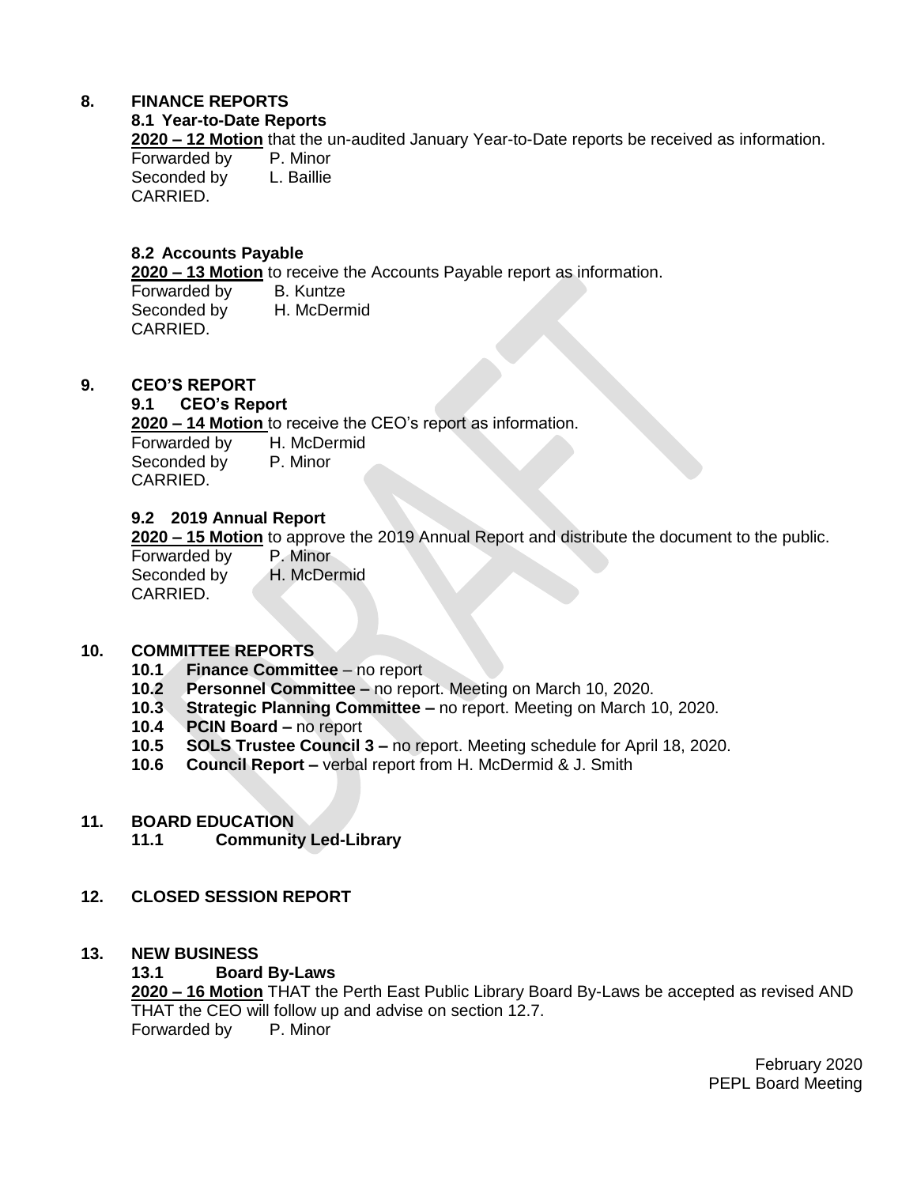## 8. FINANCE REPORTS

### 8.1 Year-to-Date Reports

**2020 – 12 Motion** that the un-audited January Year-to-Date reports be received as information.
Forwarded by P. Minor
Seconded by L. Baillie
CARRIED.

### 8.2 Accounts Payable

**2020 – 13 Motion** to receive the Accounts Payable report as information.
Forwarded by B. Kuntze
Seconded by H. McDermid
CARRIED.

## 9. CEO'S REPORT

### 9.1 CEO's Report

**2020 – 14 Motion** to receive the CEO's report as information.
Forwarded by H. McDermid
Seconded by P. Minor
CARRIED.

### 9.2 2019 Annual Report

**2020 – 15 Motion** to approve the 2019 Annual Report and distribute the document to the public.
Forwarded by P. Minor
Seconded by H. McDermid
CARRIED.

## 10. COMMITTEE REPORTS

- **10.1 Finance Committee** – no report
- **10.2 Personnel Committee –** no report. Meeting on March 10, 2020.
- **10.3 Strategic Planning Committee –** no report. Meeting on March 10, 2020.
- **10.4 PCIN Board –** no report
- **10.5 SOLS Trustee Council 3 –** no report. Meeting schedule for April 18, 2020.
- **10.6 Council Report –** verbal report from H. McDermid & J. Smith

## 11. BOARD EDUCATION

### 11.1 Community Led-Library

## 12. CLOSED SESSION REPORT

## 13. NEW BUSINESS

### 13.1 Board By-Laws

**2020 – 16 Motion** THAT the Perth East Public Library Board By-Laws be accepted as revised AND THAT the CEO will follow up and advise on section 12.7.
Forwarded by P. Minor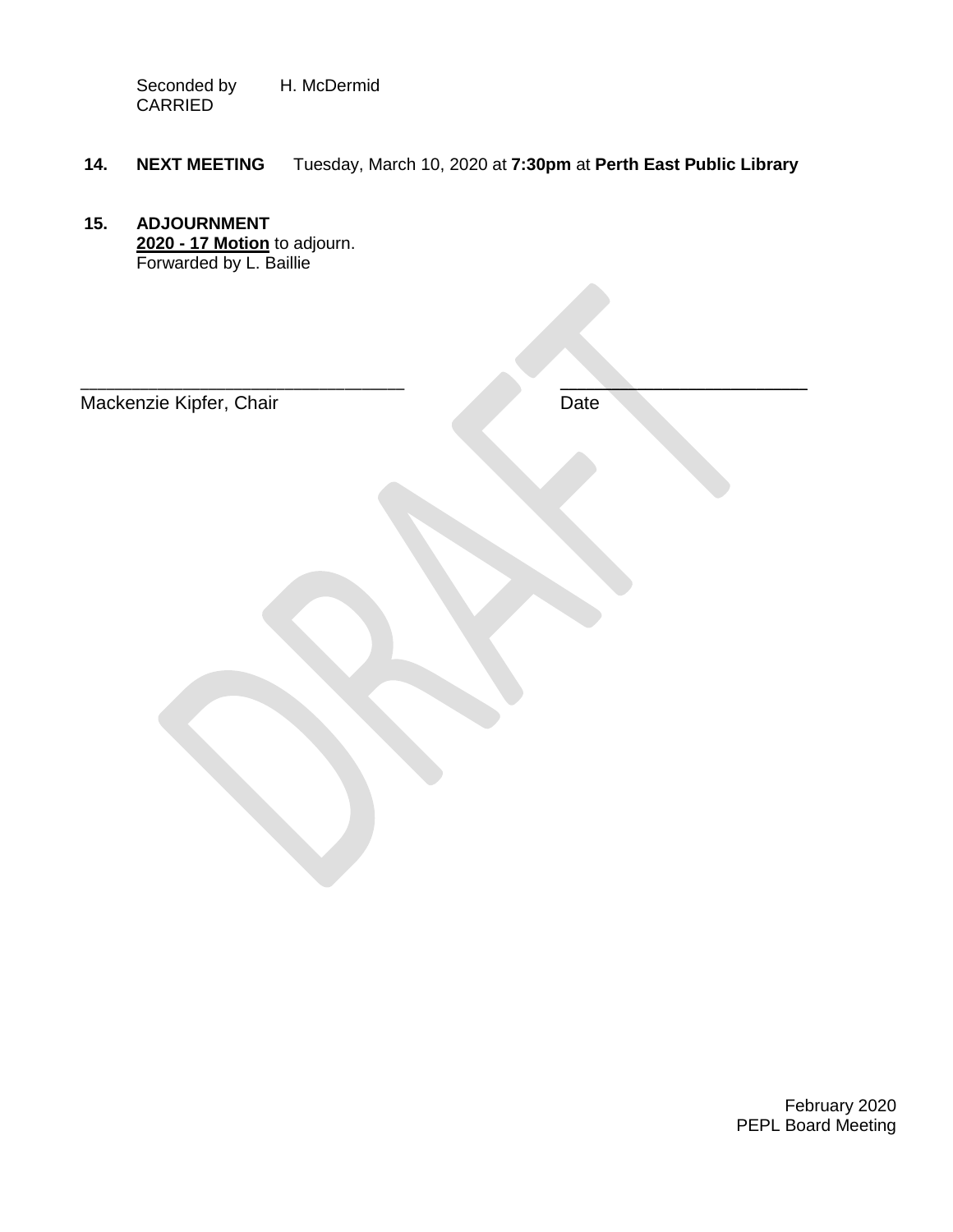Seconded by H. McDermid
CARRIED

**14. NEXT MEETING** Tuesday, March 10, 2020 at **7:30pm** at **Perth East Public Library**

**15. ADJOURNMENT**
**2020 - 17 Motion** to adjourn.
Forwarded by L. Baillie

DRAFT

________________________________ ________________________
Mackenzie Kipfer, Chair Date

February 2020
PEPL Board Meeting